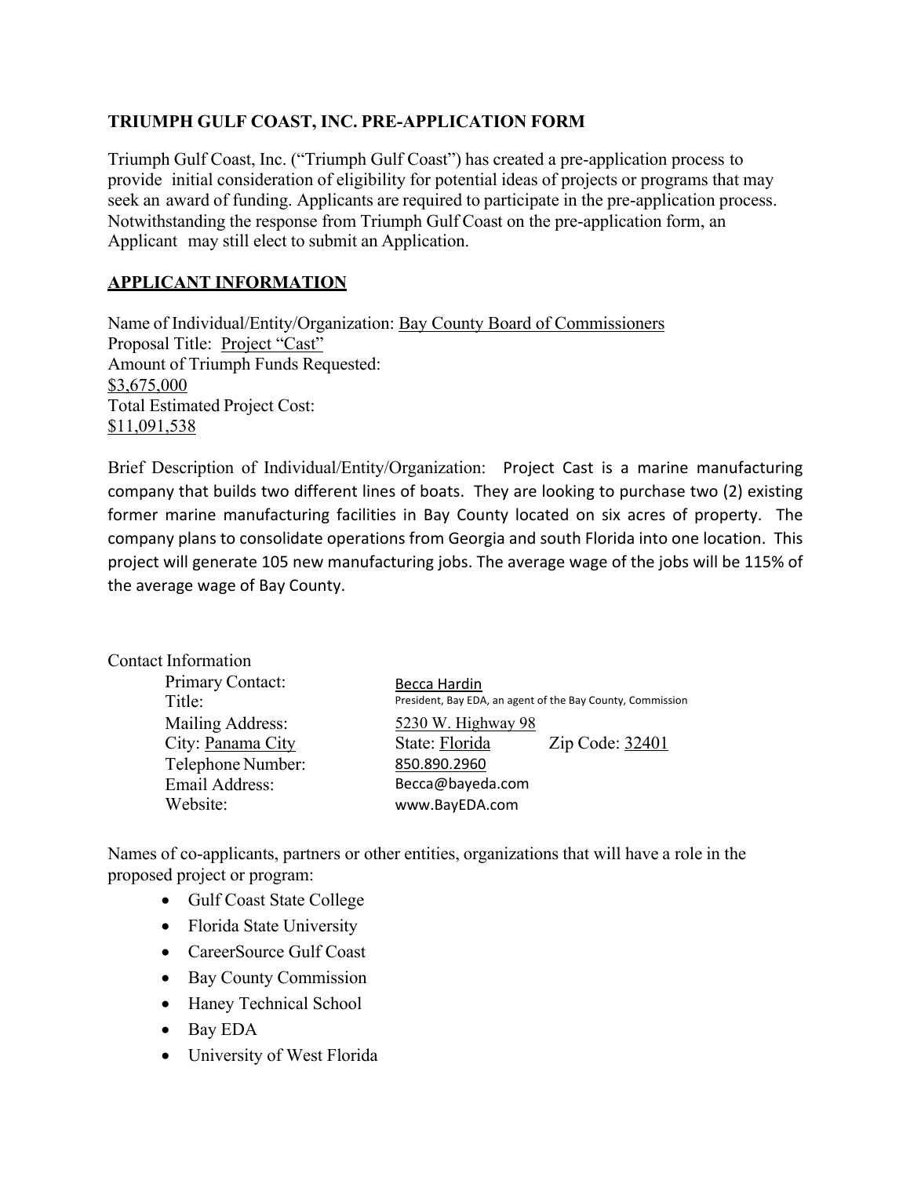**TRIUMPH GULF COAST, INC. PRE-APPLICATION FORM**

Triumph Gulf Coast, Inc. ("Triumph Gulf Coast") has created a pre-application process to provide initial consideration of eligibility for potential ideas of projects or programs that may seek an award of funding. Applicants are required to participate in the pre-application process. Notwithstanding the response from Triumph Gulf Coast on the pre-application form, an Applicant may still elect to submit an Application.

**APPLICANT INFORMATION**

Name of Individual/Entity/Organization: Bay County Board of Commissioners
Proposal Title: Project "Cast"
Amount of Triumph Funds Requested:
$3,675,000
Total Estimated Project Cost:
$11,091,538

Brief Description of Individual/Entity/Organization: Project Cast is a marine manufacturing company that builds two different lines of boats. They are looking to purchase two (2) existing former marine manufacturing facilities in Bay County located on six acres of property. The company plans to consolidate operations from Georgia and south Florida into one location. This project will generate 105 new manufacturing jobs. The average wage of the jobs will be 115% of the average wage of Bay County.

Contact Information

Primary Contact: Becca Hardin
Title: President, Bay EDA, an agent of the Bay County, Commission
Mailing Address: 5230 W. Highway 98
City: Panama City State: Florida Zip Code: 32401
Telephone Number: 850.890.2960
Email Address: Becca@bayeda.com
Website: www.BayEDA.com

Names of co-applicants, partners or other entities, organizations that will have a role in the proposed project or program:

- Gulf Coast State College
- Florida State University
- CareerSource Gulf Coast
- Bay County Commission
- Haney Technical School
- Bay EDA
- University of West Florida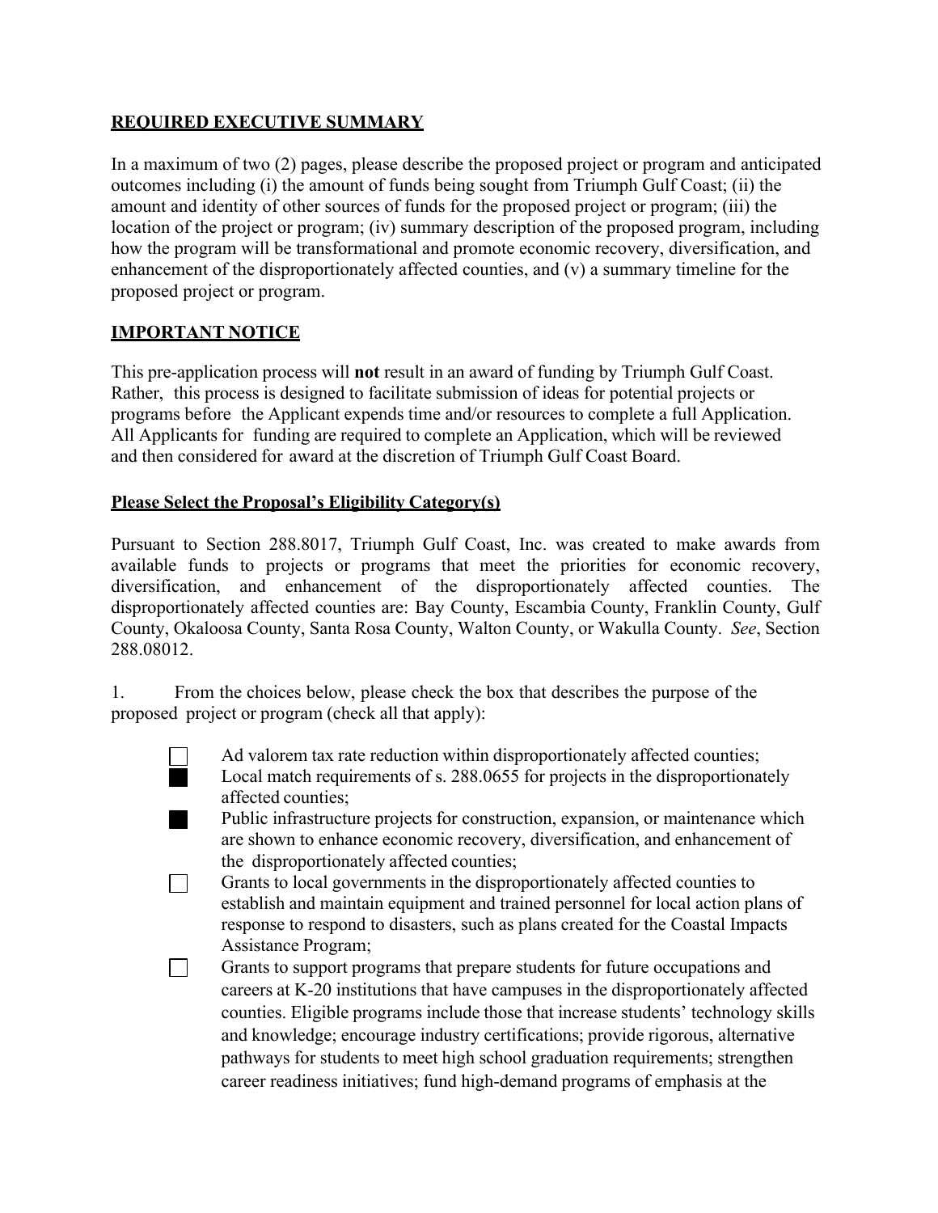## REQUIRED EXECUTIVE SUMMARY

In a maximum of two (2) pages, please describe the proposed project or program and anticipated outcomes including (i) the amount of funds being sought from Triumph Gulf Coast; (ii) the amount and identity of other sources of funds for the proposed project or program; (iii) the location of the project or program; (iv) summary description of the proposed program, including how the program will be transformational and promote economic recovery, diversification, and enhancement of the disproportionately affected counties, and (v) a summary timeline for the proposed project or program.

## IMPORTANT NOTICE

This pre-application process will **not** result in an award of funding by Triumph Gulf Coast. Rather, this process is designed to facilitate submission of ideas for potential projects or programs before the Applicant expends time and/or resources to complete a full Application. All Applicants for funding are required to complete an Application, which will be reviewed and then considered for award at the discretion of Triumph Gulf Coast Board.

## Please Select the Proposal's Eligibility Category(s)

Pursuant to Section 288.8017, Triumph Gulf Coast, Inc. was created to make awards from available funds to projects or programs that meet the priorities for economic recovery, diversification, and enhancement of the disproportionately affected counties. The disproportionately affected counties are: Bay County, Escambia County, Franklin County, Gulf County, Okaloosa County, Santa Rosa County, Walton County, or Wakulla County. *See*, Section 288.08012.

1. From the choices below, please check the box that describes the purpose of the proposed project or program (check all that apply):

- ☐ Ad valorem tax rate reduction within disproportionately affected counties;
- ■ Local match requirements of s. 288.0655 for projects in the disproportionately affected counties;
- ■ Public infrastructure projects for construction, expansion, or maintenance which are shown to enhance economic recovery, diversification, and enhancement of the disproportionately affected counties;
- ☐ Grants to local governments in the disproportionately affected counties to establish and maintain equipment and trained personnel for local action plans of response to respond to disasters, such as plans created for the Coastal Impacts Assistance Program;
- ☐ Grants to support programs that prepare students for future occupations and careers at K-20 institutions that have campuses in the disproportionately affected counties. Eligible programs include those that increase students' technology skills and knowledge; encourage industry certifications; provide rigorous, alternative pathways for students to meet high school graduation requirements; strengthen career readiness initiatives; fund high-demand programs of emphasis at the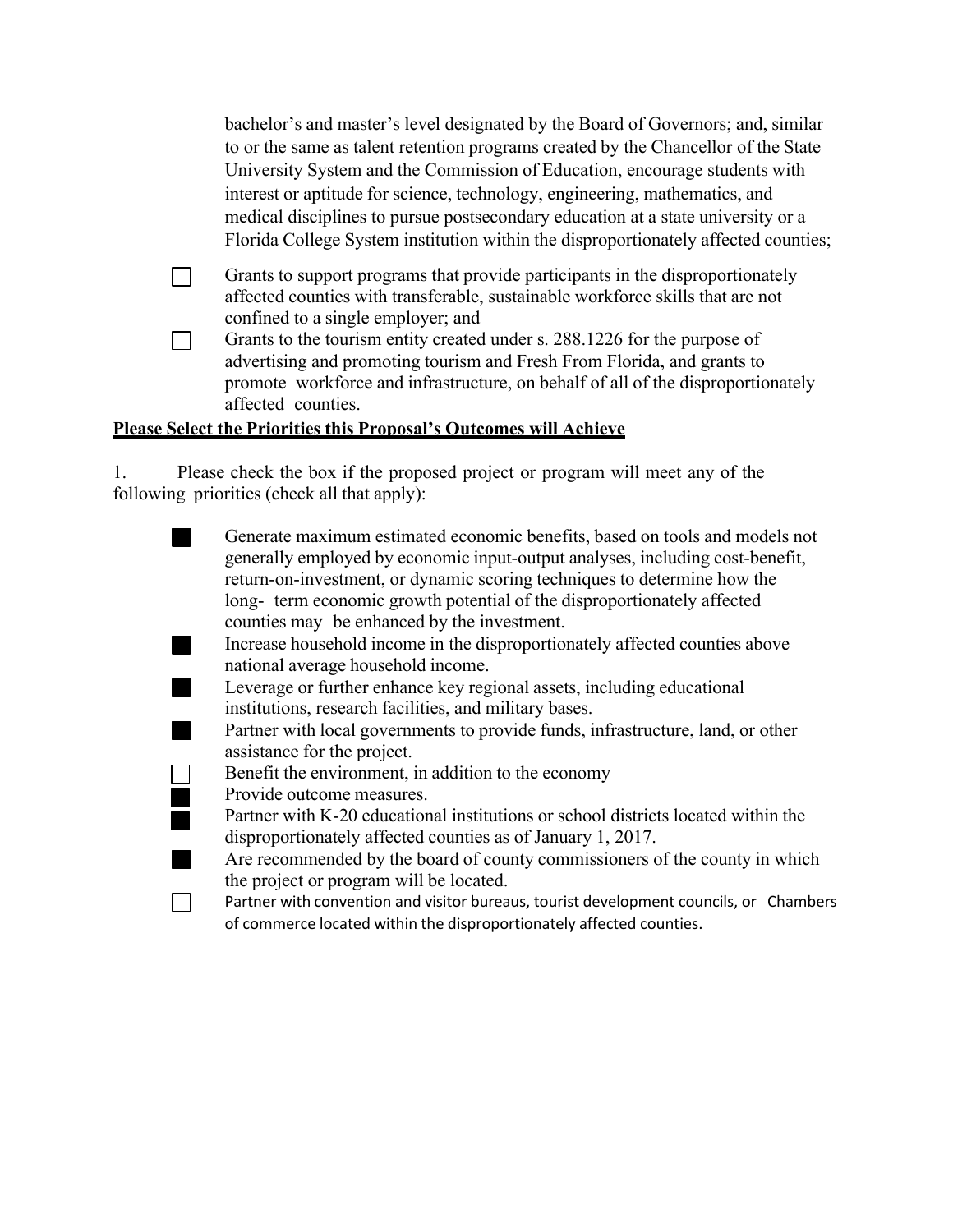bachelor's and master's level designated by the Board of Governors; and, similar to or the same as talent retention programs created by the Chancellor of the State University System and the Commission of Education, encourage students with interest or aptitude for science, technology, engineering, mathematics, and medical disciplines to pursue postsecondary education at a state university or a Florida College System institution within the disproportionately affected counties;

- ☐ Grants to support programs that provide participants in the disproportionately affected counties with transferable, sustainable workforce skills that are not confined to a single employer; and
- ☐ Grants to the tourism entity created under s. 288.1226 for the purpose of advertising and promoting tourism and Fresh From Florida, and grants to promote workforce and infrastructure, on behalf of all of the disproportionately affected counties.

**Please Select the Priorities this Proposal's Outcomes will Achieve**

1. Please check the box if the proposed project or program will meet any of the following priorities (check all that apply):

- ■ Generate maximum estimated economic benefits, based on tools and models not generally employed by economic input-output analyses, including cost-benefit, return-on-investment, or dynamic scoring techniques to determine how the long- term economic growth potential of the disproportionately affected counties may be enhanced by the investment.
- ■ Increase household income in the disproportionately affected counties above national average household income.
- ■ Leverage or further enhance key regional assets, including educational institutions, research facilities, and military bases.
- ■ Partner with local governments to provide funds, infrastructure, land, or other assistance for the project.
- ☐ Benefit the environment, in addition to the economy
- ■ Provide outcome measures.
- ■ Partner with K-20 educational institutions or school districts located within the disproportionately affected counties as of January 1, 2017.
- ■ Are recommended by the board of county commissioners of the county in which the project or program will be located.
- ☐ Partner with convention and visitor bureaus, tourist development councils, or Chambers of commerce located within the disproportionately affected counties.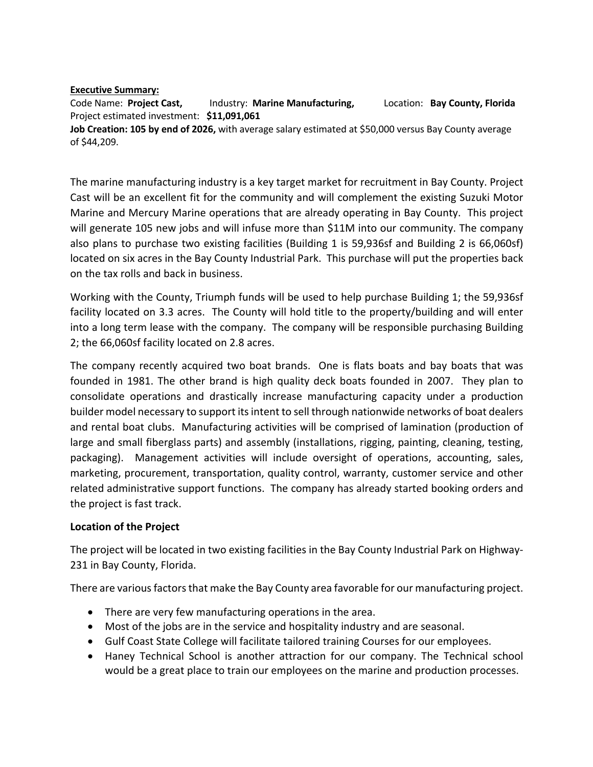**<u>Executive Summary:</u>**

Code Name: **Project Cast,** Industry: **Marine Manufacturing,** Location: **Bay County, Florida**

Project estimated investment: **$11,091,061**

**Job Creation: 105 by end of 2026,** with average salary estimated at $50,000 versus Bay County average of $44,209.

The marine manufacturing industry is a key target market for recruitment in Bay County. Project Cast will be an excellent fit for the community and will complement the existing Suzuki Motor Marine and Mercury Marine operations that are already operating in Bay County. This project will generate 105 new jobs and will infuse more than $11M into our community. The company also plans to purchase two existing facilities (Building 1 is 59,936sf and Building 2 is 66,060sf) located on six acres in the Bay County Industrial Park. This purchase will put the properties back on the tax rolls and back in business.

Working with the County, Triumph funds will be used to help purchase Building 1; the 59,936sf facility located on 3.3 acres. The County will hold title to the property/building and will enter into a long term lease with the company. The company will be responsible purchasing Building 2; the 66,060sf facility located on 2.8 acres.

The company recently acquired two boat brands. One is flats boats and bay boats that was founded in 1981. The other brand is high quality deck boats founded in 2007. They plan to consolidate operations and drastically increase manufacturing capacity under a production builder model necessary to support its intent to sell through nationwide networks of boat dealers and rental boat clubs. Manufacturing activities will be comprised of lamination (production of large and small fiberglass parts) and assembly (installations, rigging, painting, cleaning, testing, packaging). Management activities will include oversight of operations, accounting, sales, marketing, procurement, transportation, quality control, warranty, customer service and other related administrative support functions. The company has already started booking orders and the project is fast track.

**Location of the Project**

The project will be located in two existing facilities in the Bay County Industrial Park on Highway-231 in Bay County, Florida.

There are various factors that make the Bay County area favorable for our manufacturing project.

- There are very few manufacturing operations in the area.
- Most of the jobs are in the service and hospitality industry and are seasonal.
- Gulf Coast State College will facilitate tailored training Courses for our employees.
- Haney Technical School is another attraction for our company. The Technical school would be a great place to train our employees on the marine and production processes.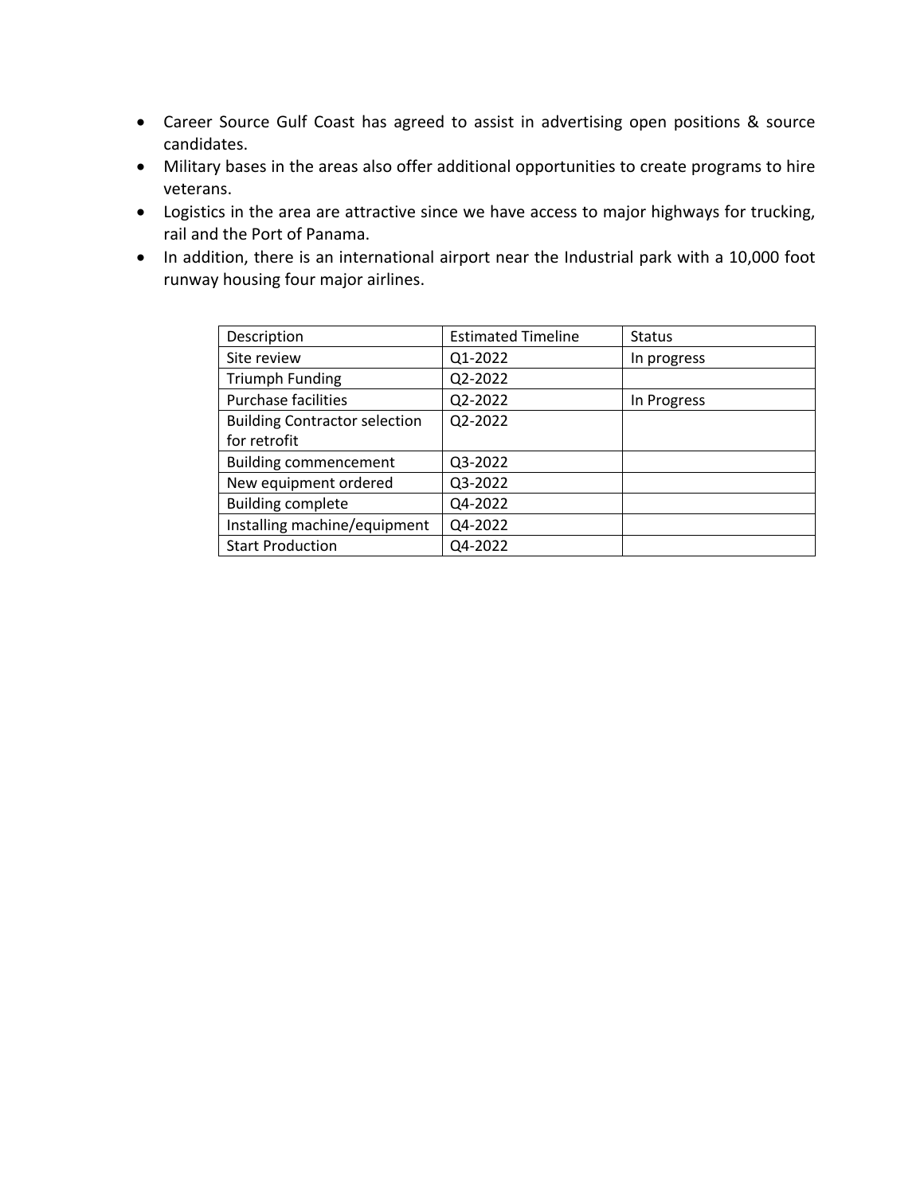- Career Source Gulf Coast has agreed to assist in advertising open positions & source candidates.
- Military bases in the areas also offer additional opportunities to create programs to hire veterans.
- Logistics in the area are attractive since we have access to major highways for trucking, rail and the Port of Panama.
- In addition, there is an international airport near the Industrial park with a 10,000 foot runway housing four major airlines.

| Description | Estimated Timeline | Status |
|---|---|---|
| Site review | Q1-2022 | In progress |
| Triumph Funding | Q2-2022 | |
| Purchase facilities | Q2-2022 | In Progress |
| Building Contractor selection for retrofit | Q2-2022 | |
| Building commencement | Q3-2022 | |
| New equipment ordered | Q3-2022 | |
| Building complete | Q4-2022 | |
| Installing machine/equipment | Q4-2022 | |
| Start Production | Q4-2022 | |